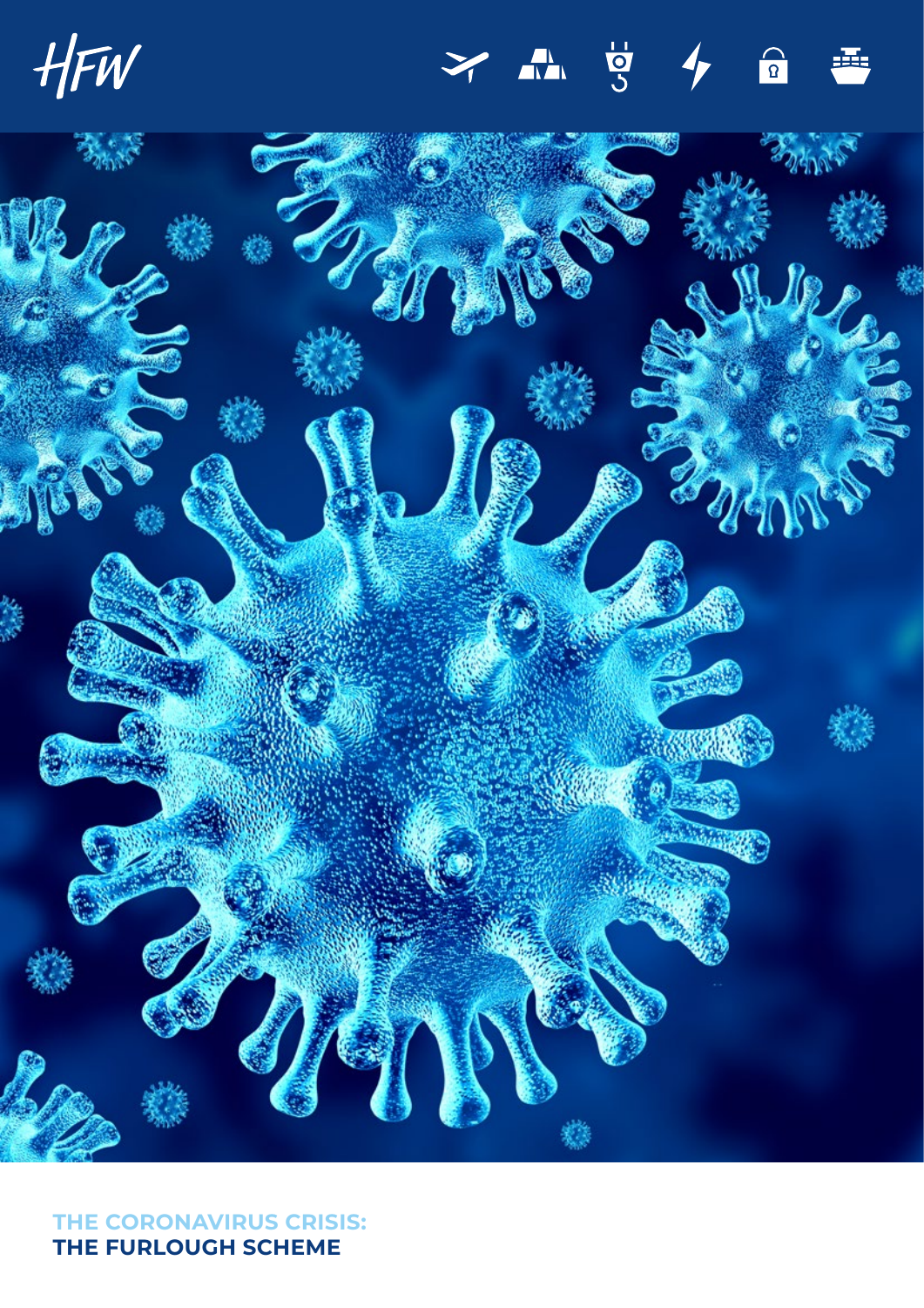HFW

# THE CORONAVIRUS CRISIS: THE FURLOUGH SCHEME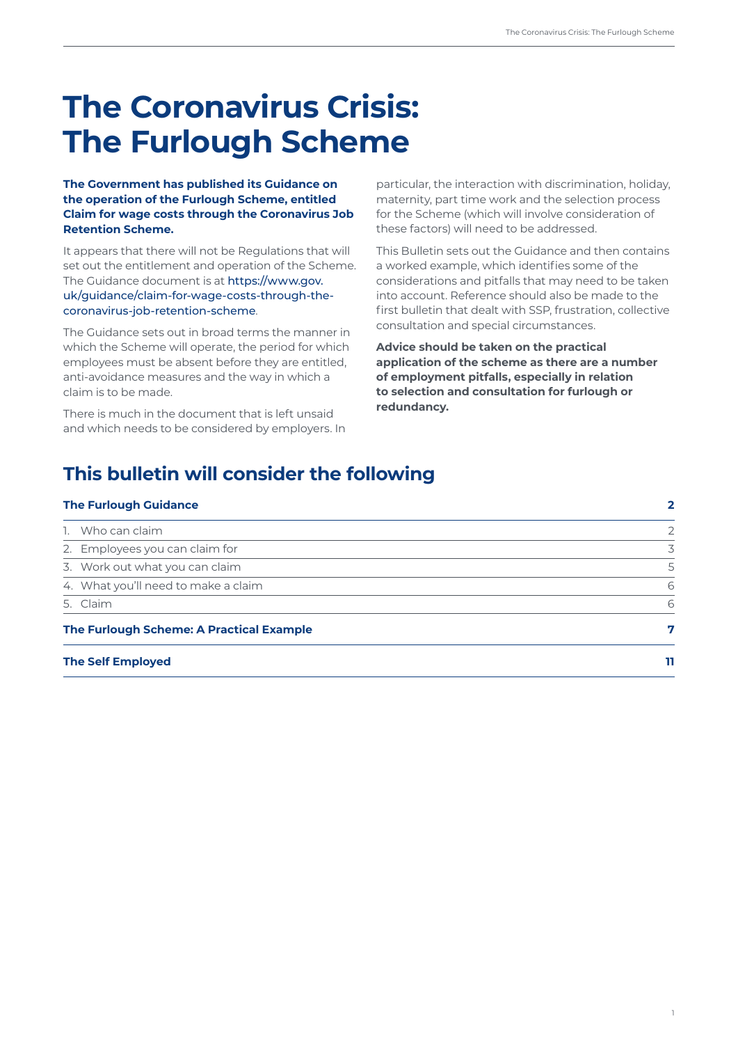# The Coronavirus Crisis: The Furlough Scheme

**The Government has published its Guidance on the operation of the Furlough Scheme, entitled Claim for wage costs through the Coronavirus Job Retention Scheme.**

It appears that there will not be Regulations that will set out the entitlement and operation of the Scheme. The Guidance document is at https://www.gov.uk/guidance/claim-for-wage-costs-through-the-coronavirus-job-retention-scheme.

The Guidance sets out in broad terms the manner in which the Scheme will operate, the period for which employees must be absent before they are entitled, anti-avoidance measures and the way in which a claim is to be made.

There is much in the document that is left unsaid and which needs to be considered by employers. In particular, the interaction with discrimination, holiday, maternity, part time work and the selection process for the Scheme (which will involve consideration of these factors) will need to be addressed.

This Bulletin sets out the Guidance and then contains a worked example, which identifies some of the considerations and pitfalls that may need to be taken into account. Reference should also be made to the first bulletin that dealt with SSP, frustration, collective consultation and special circumstances.

**Advice should be taken on the practical application of the scheme as there are a number of employment pitfalls, especially in relation to selection and consultation for furlough or redundancy.**

## This bulletin will consider the following

| | |
|---|---|
| **The Furlough Guidance** | **2** |
| 1. Who can claim | 2 |
| 2. Employees you can claim for | 3 |
| 3. Work out what you can claim | 5 |
| 4. What you'll need to make a claim | 6 |
| 5. Claim | 6 |
| **The Furlough Scheme: A Practical Example** | **7** |
| **The Self Employed** | **11** |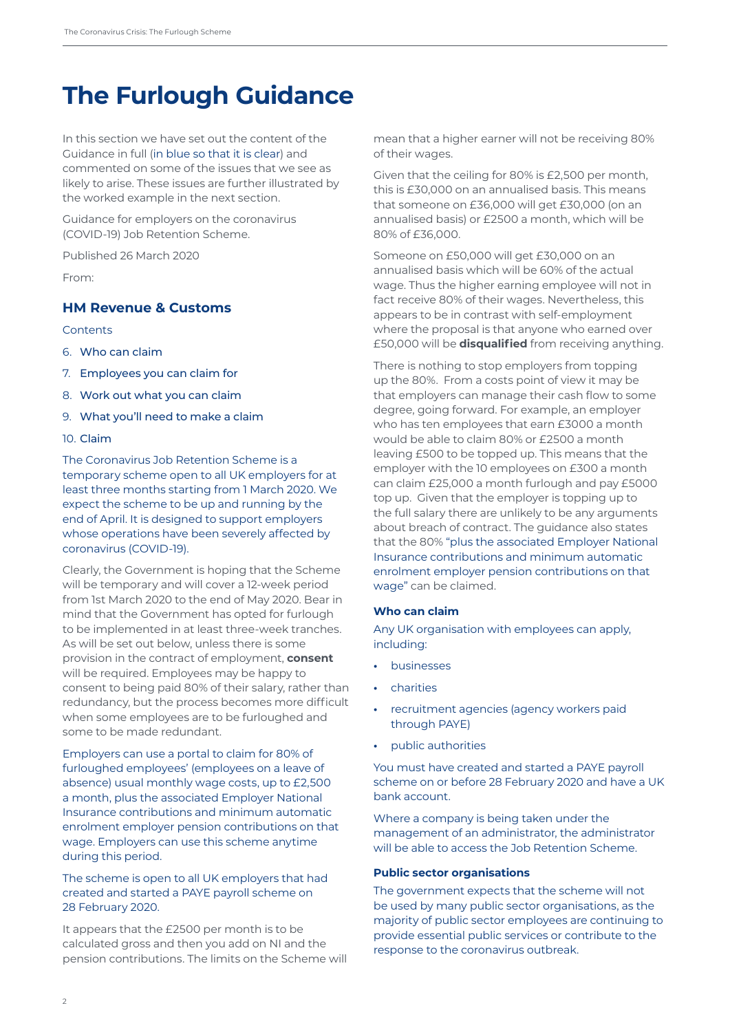# The Furlough Guidance

In this section we have set out the content of the Guidance in full (in blue so that it is clear) and commented on some of the issues that we see as likely to arise. These issues are further illustrated by the worked example in the next section.

Guidance for employers on the coronavirus (COVID-19) Job Retention Scheme.

Published 26 March 2020

From:

## HM Revenue & Customs

Contents

6. Who can claim
7. Employees you can claim for
8. Work out what you can claim
9. What you'll need to make a claim
10. Claim

The Coronavirus Job Retention Scheme is a temporary scheme open to all UK employers for at least three months starting from 1 March 2020. We expect the scheme to be up and running by the end of April. It is designed to support employers whose operations have been severely affected by coronavirus (COVID-19).

Clearly, the Government is hoping that the Scheme will be temporary and will cover a 12-week period from 1st March 2020 to the end of May 2020. Bear in mind that the Government has opted for furlough to be implemented in at least three-week tranches. As will be set out below, unless there is some provision in the contract of employment, **consent** will be required. Employees may be happy to consent to being paid 80% of their salary, rather than redundancy, but the process becomes more difficult when some employees are to be furloughed and some to be made redundant.

Employers can use a portal to claim for 80% of furloughed employees' (employees on a leave of absence) usual monthly wage costs, up to £2,500 a month, plus the associated Employer National Insurance contributions and minimum automatic enrolment employer pension contributions on that wage. Employers can use this scheme anytime during this period.

The scheme is open to all UK employers that had created and started a PAYE payroll scheme on 28 February 2020.

It appears that the £2500 per month is to be calculated gross and then you add on NI and the pension contributions. The limits on the Scheme will mean that a higher earner will not be receiving 80% of their wages.

Given that the ceiling for 80% is £2,500 per month, this is £30,000 on an annualised basis. This means that someone on £36,000 will get £30,000 (on an annualised basis) or £2500 a month, which will be 80% of £36,000.

Someone on £50,000 will get £30,000 on an annualised basis which will be 60% of the actual wage. Thus the higher earning employee will not in fact receive 80% of their wages. Nevertheless, this appears to be in contrast with self-employment where the proposal is that anyone who earned over £50,000 will be **disqualified** from receiving anything.

There is nothing to stop employers from topping up the 80%. From a costs point of view it may be that employers can manage their cash flow to some degree, going forward. For example, an employer who has ten employees that earn £3000 a month would be able to claim 80% or £2500 a month leaving £500 to be topped up. This means that the employer with the 10 employees on £300 a month can claim £25,000 a month furlough and pay £5000 top up. Given that the employer is topping up to the full salary there are unlikely to be any arguments about breach of contract. The guidance also states that the 80% "plus the associated Employer National Insurance contributions and minimum automatic enrolment employer pension contributions on that wage" can be claimed.

### Who can claim

Any UK organisation with employees can apply, including:

- businesses
- charities
- recruitment agencies (agency workers paid through PAYE)
- public authorities

You must have created and started a PAYE payroll scheme on or before 28 February 2020 and have a UK bank account.

Where a company is being taken under the management of an administrator, the administrator will be able to access the Job Retention Scheme.

### Public sector organisations

The government expects that the scheme will not be used by many public sector organisations, as the majority of public sector employees are continuing to provide essential public services or contribute to the response to the coronavirus outbreak.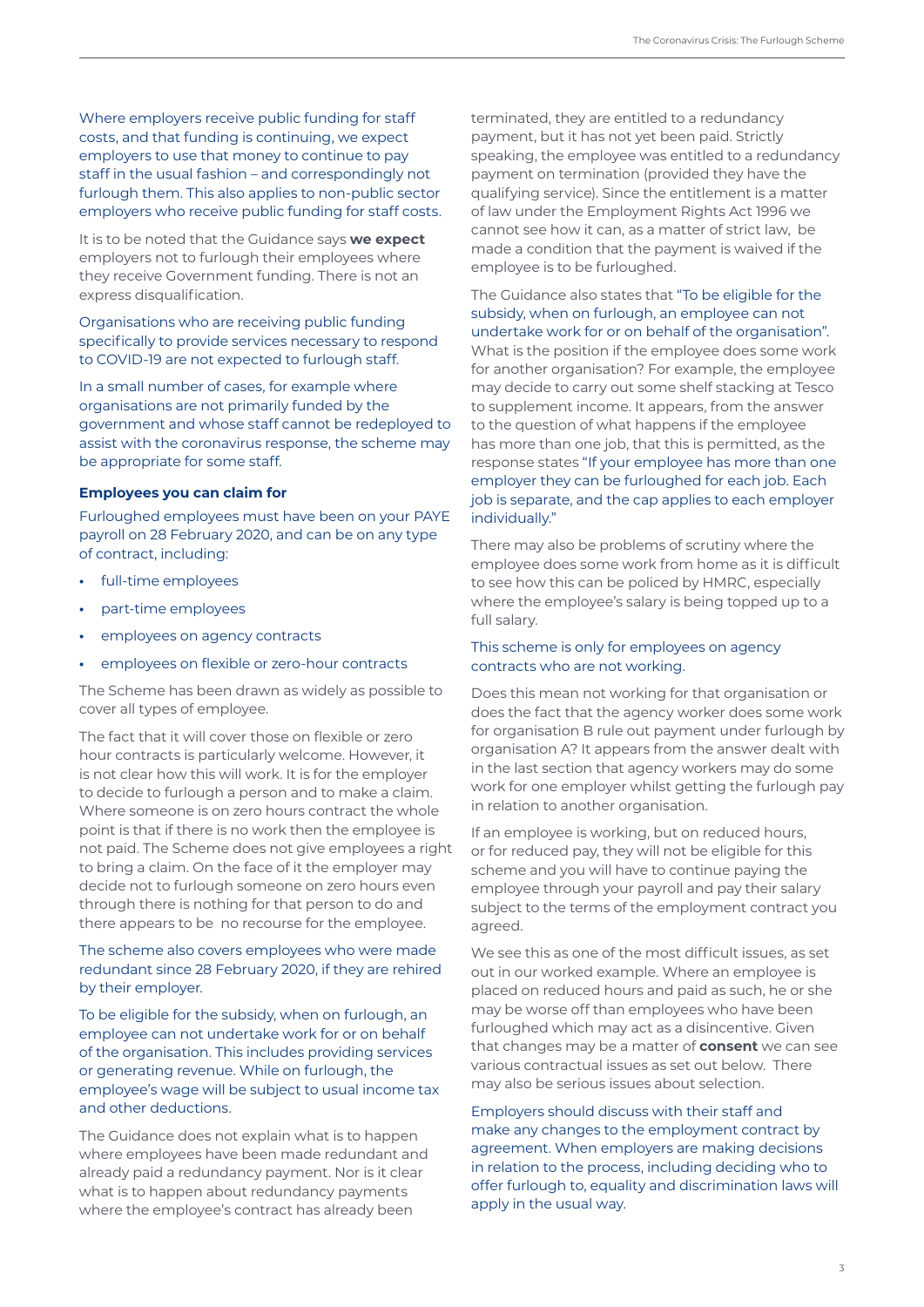Where employers receive public funding for staff costs, and that funding is continuing, we expect employers to use that money to continue to pay staff in the usual fashion – and correspondingly not furlough them. This also applies to non-public sector employers who receive public funding for staff costs.

It is to be noted that the Guidance says **we expect** employers not to furlough their employees where they receive Government funding. There is not an express disqualification.

Organisations who are receiving public funding specifically to provide services necessary to respond to COVID-19 are not expected to furlough staff.

In a small number of cases, for example where organisations are not primarily funded by the government and whose staff cannot be redeployed to assist with the coronavirus response, the scheme may be appropriate for some staff.

**Employees you can claim for**

Furloughed employees must have been on your PAYE payroll on 28 February 2020, and can be on any type of contract, including:

- full-time employees
- part-time employees
- employees on agency contracts
- employees on flexible or zero-hour contracts

The Scheme has been drawn as widely as possible to cover all types of employee.

The fact that it will cover those on flexible or zero hour contracts is particularly welcome. However, it is not clear how this will work. It is for the employer to decide to furlough a person and to make a claim. Where someone is on zero hours contract the whole point is that if there is no work then the employee is not paid. The Scheme does not give employees a right to bring a claim. On the face of it the employer may decide not to furlough someone on zero hours even through there is nothing for that person to do and there appears to be no recourse for the employee.

The scheme also covers employees who were made redundant since 28 February 2020, if they are rehired by their employer.

To be eligible for the subsidy, when on furlough, an employee can not undertake work for or on behalf of the organisation. This includes providing services or generating revenue. While on furlough, the employee's wage will be subject to usual income tax and other deductions.

The Guidance does not explain what is to happen where employees have been made redundant and already paid a redundancy payment. Nor is it clear what is to happen about redundancy payments where the employee's contract has already been terminated, they are entitled to a redundancy payment, but it has not yet been paid. Strictly speaking, the employee was entitled to a redundancy payment on termination (provided they have the qualifying service). Since the entitlement is a matter of law under the Employment Rights Act 1996 we cannot see how it can, as a matter of strict law, be made a condition that the payment is waived if the employee is to be furloughed.

The Guidance also states that "To be eligible for the subsidy, when on furlough, an employee can not undertake work for or on behalf of the organisation". What is the position if the employee does some work for another organisation? For example, the employee may decide to carry out some shelf stacking at Tesco to supplement income. It appears, from the answer to the question of what happens if the employee has more than one job, that this is permitted, as the response states "If your employee has more than one employer they can be furloughed for each job. Each job is separate, and the cap applies to each employer individually."

There may also be problems of scrutiny where the employee does some work from home as it is difficult to see how this can be policed by HMRC, especially where the employee's salary is being topped up to a full salary.

This scheme is only for employees on agency contracts who are not working.

Does this mean not working for that organisation or does the fact that the agency worker does some work for organisation B rule out payment under furlough by organisation A? It appears from the answer dealt with in the last section that agency workers may do some work for one employer whilst getting the furlough pay in relation to another organisation.

If an employee is working, but on reduced hours, or for reduced pay, they will not be eligible for this scheme and you will have to continue paying the employee through your payroll and pay their salary subject to the terms of the employment contract you agreed.

We see this as one of the most difficult issues, as set out in our worked example. Where an employee is placed on reduced hours and paid as such, he or she may be worse off than employees who have been furloughed which may act as a disincentive. Given that changes may be a matter of **consent** we can see various contractual issues as set out below. There may also be serious issues about selection.

Employers should discuss with their staff and make any changes to the employment contract by agreement. When employers are making decisions in relation to the process, including deciding who to offer furlough to, equality and discrimination laws will apply in the usual way.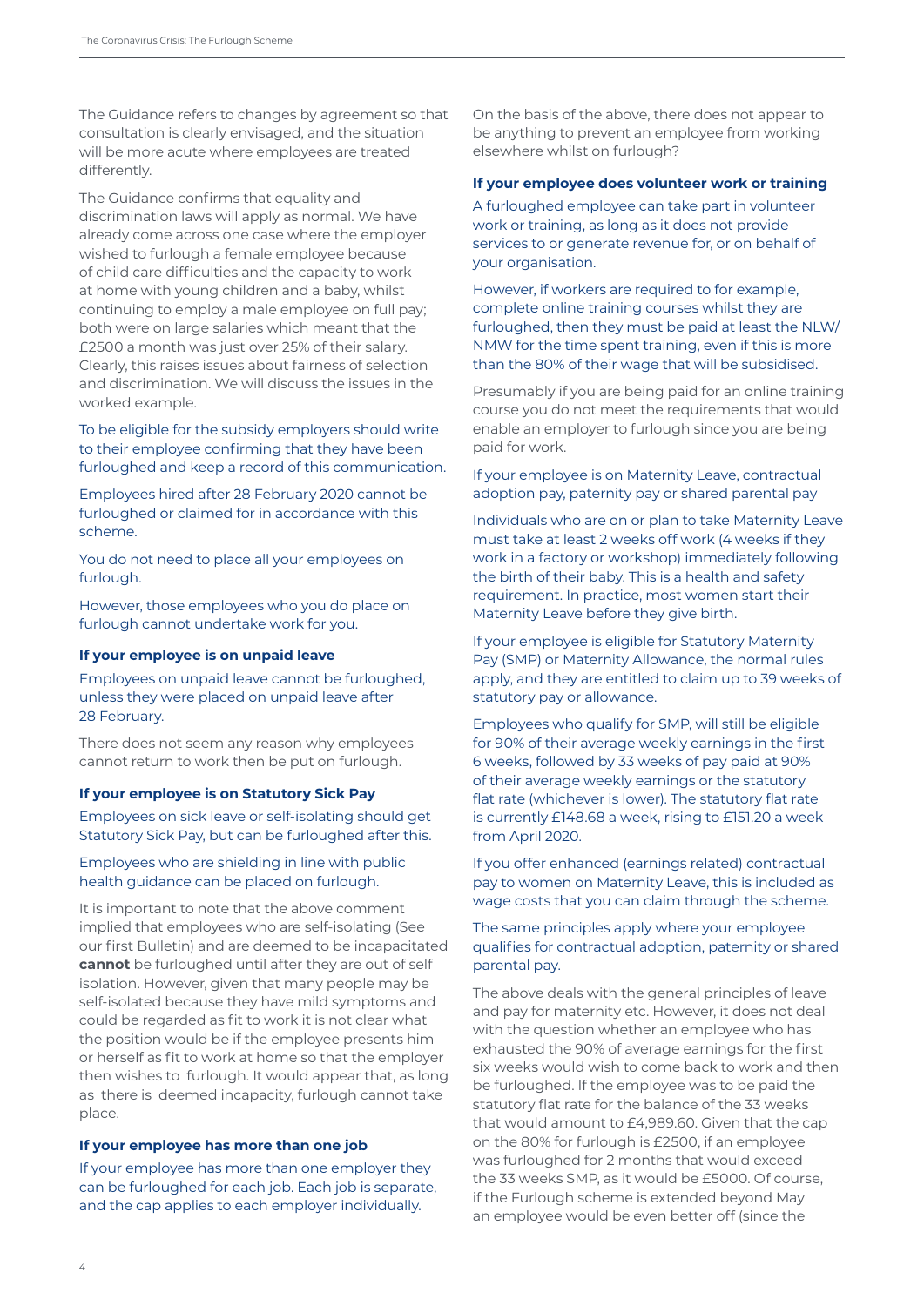The Guidance refers to changes by agreement so that consultation is clearly envisaged, and the situation will be more acute where employees are treated differently.

The Guidance confirms that equality and discrimination laws will apply as normal. We have already come across one case where the employer wished to furlough a female employee because of child care difficulties and the capacity to work at home with young children and a baby, whilst continuing to employ a male employee on full pay; both were on large salaries which meant that the £2500 a month was just over 25% of their salary. Clearly, this raises issues about fairness of selection and discrimination. We will discuss the issues in the worked example.

To be eligible for the subsidy employers should write to their employee confirming that they have been furloughed and keep a record of this communication.

Employees hired after 28 February 2020 cannot be furloughed or claimed for in accordance with this scheme.

You do not need to place all your employees on furlough.

However, those employees who you do place on furlough cannot undertake work for you.

#### If your employee is on unpaid leave

Employees on unpaid leave cannot be furloughed, unless they were placed on unpaid leave after 28 February.

There does not seem any reason why employees cannot return to work then be put on furlough.

#### If your employee is on Statutory Sick Pay

Employees on sick leave or self-isolating should get Statutory Sick Pay, but can be furloughed after this.

Employees who are shielding in line with public health guidance can be placed on furlough.

It is important to note that the above comment implied that employees who are self-isolating (See our first Bulletin) and are deemed to be incapacitated **cannot** be furloughed until after they are out of self isolation. However, given that many people may be self-isolated because they have mild symptoms and could be regarded as fit to work it is not clear what the position would be if the employee presents him or herself as fit to work at home so that the employer then wishes to furlough. It would appear that, as long as there is deemed incapacity, furlough cannot take place.

#### If your employee has more than one job

If your employee has more than one employer they can be furloughed for each job. Each job is separate, and the cap applies to each employer individually.

On the basis of the above, there does not appear to be anything to prevent an employee from working elsewhere whilst on furlough?

#### If your employee does volunteer work or training

A furloughed employee can take part in volunteer work or training, as long as it does not provide services to or generate revenue for, or on behalf of your organisation.

However, if workers are required to for example, complete online training courses whilst they are furloughed, then they must be paid at least the NLW/NMW for the time spent training, even if this is more than the 80% of their wage that will be subsidised.

Presumably if you are being paid for an online training course you do not meet the requirements that would enable an employer to furlough since you are being paid for work.

#### If your employee is on Maternity Leave, contractual adoption pay, paternity pay or shared parental pay

Individuals who are on or plan to take Maternity Leave must take at least 2 weeks off work (4 weeks if they work in a factory or workshop) immediately following the birth of their baby. This is a health and safety requirement. In practice, most women start their Maternity Leave before they give birth.

If your employee is eligible for Statutory Maternity Pay (SMP) or Maternity Allowance, the normal rules apply, and they are entitled to claim up to 39 weeks of statutory pay or allowance.

Employees who qualify for SMP, will still be eligible for 90% of their average weekly earnings in the first 6 weeks, followed by 33 weeks of pay paid at 90% of their average weekly earnings or the statutory flat rate (whichever is lower). The statutory flat rate is currently £148.68 a week, rising to £151.20 a week from April 2020.

If you offer enhanced (earnings related) contractual pay to women on Maternity Leave, this is included as wage costs that you can claim through the scheme.

The same principles apply where your employee qualifies for contractual adoption, paternity or shared parental pay.

The above deals with the general principles of leave and pay for maternity etc. However, it does not deal with the question whether an employee who has exhausted the 90% of average earnings for the first six weeks would wish to come back to work and then be furloughed. If the employee was to be paid the statutory flat rate for the balance of the 33 weeks that would amount to £4,989.60. Given that the cap on the 80% for furlough is £2500, if an employee was furloughed for 2 months that would exceed the 33 weeks SMP, as it would be £5000. Of course, if the Furlough scheme is extended beyond May an employee would be even better off (since the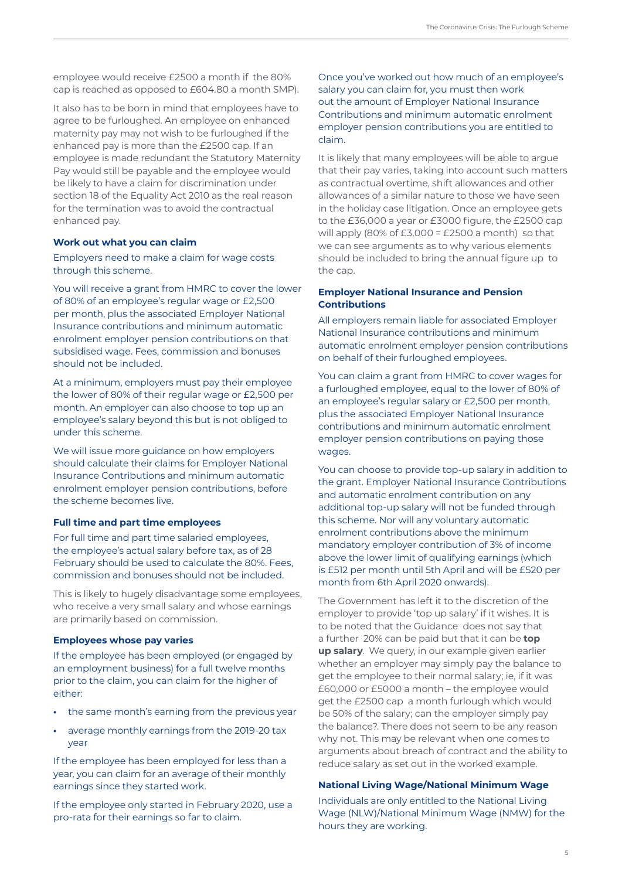employee would receive £2500 a month if the 80% cap is reached as opposed to £604.80 a month SMP).

It also has to be born in mind that employees have to agree to be furloughed. An employee on enhanced maternity pay may not wish to be furloughed if the enhanced pay is more than the £2500 cap. If an employee is made redundant the Statutory Maternity Pay would still be payable and the employee would be likely to have a claim for discrimination under section 18 of the Equality Act 2010 as the real reason for the termination was to avoid the contractual enhanced pay.

### Work out what you can claim

Employers need to make a claim for wage costs through this scheme.

You will receive a grant from HMRC to cover the lower of 80% of an employee's regular wage or £2,500 per month, plus the associated Employer National Insurance contributions and minimum automatic enrolment employer pension contributions on that subsidised wage. Fees, commission and bonuses should not be included.

At a minimum, employers must pay their employee the lower of 80% of their regular wage or £2,500 per month. An employer can also choose to top up an employee's salary beyond this but is not obliged to under this scheme.

We will issue more guidance on how employers should calculate their claims for Employer National Insurance Contributions and minimum automatic enrolment employer pension contributions, before the scheme becomes live.

### Full time and part time employees

For full time and part time salaried employees, the employee's actual salary before tax, as of 28 February should be used to calculate the 80%. Fees, commission and bonuses should not be included.

This is likely to hugely disadvantage some employees, who receive a very small salary and whose earnings are primarily based on commission.

### Employees whose pay varies

If the employee has been employed (or engaged by an employment business) for a full twelve months prior to the claim, you can claim for the higher of either:

- the same month's earning from the previous year
- average monthly earnings from the 2019-20 tax year

If the employee has been employed for less than a year, you can claim for an average of their monthly earnings since they started work.

If the employee only started in February 2020, use a pro-rata for their earnings so far to claim.

Once you've worked out how much of an employee's salary you can claim for, you must then work out the amount of Employer National Insurance Contributions and minimum automatic enrolment employer pension contributions you are entitled to claim.

It is likely that many employees will be able to argue that their pay varies, taking into account such matters as contractual overtime, shift allowances and other allowances of a similar nature to those we have seen in the holiday case litigation. Once an employee gets to the £36,000 a year or £3000 figure, the £2500 cap will apply (80% of £3,000 = £2500 a month) so that we can see arguments as to why various elements should be included to bring the annual figure up to the cap.

### Employer National Insurance and Pension Contributions

All employers remain liable for associated Employer National Insurance contributions and minimum automatic enrolment employer pension contributions on behalf of their furloughed employees.

You can claim a grant from HMRC to cover wages for a furloughed employee, equal to the lower of 80% of an employee's regular salary or £2,500 per month, plus the associated Employer National Insurance contributions and minimum automatic enrolment employer pension contributions on paying those wages.

You can choose to provide top-up salary in addition to the grant. Employer National Insurance Contributions and automatic enrolment contribution on any additional top-up salary will not be funded through this scheme. Nor will any voluntary automatic enrolment contributions above the minimum mandatory employer contribution of 3% of income above the lower limit of qualifying earnings (which is £512 per month until 5th April and will be £520 per month from 6th April 2020 onwards).

The Government has left it to the discretion of the employer to provide 'top up salary' if it wishes. It is to be noted that the Guidance does not say that a further 20% can be paid but that it can be **top up salary**. We query, in our example given earlier whether an employer may simply pay the balance to get the employee to their normal salary; ie, if it was £60,000 or £5000 a month – the employee would get the £2500 cap a month furlough which would be 50% of the salary; can the employer simply pay the balance?. There does not seem to be any reason why not. This may be relevant when one comes to arguments about breach of contract and the ability to reduce salary as set out in the worked example.

### National Living Wage/National Minimum Wage

Individuals are only entitled to the National Living Wage (NLW)/National Minimum Wage (NMW) for the hours they are working.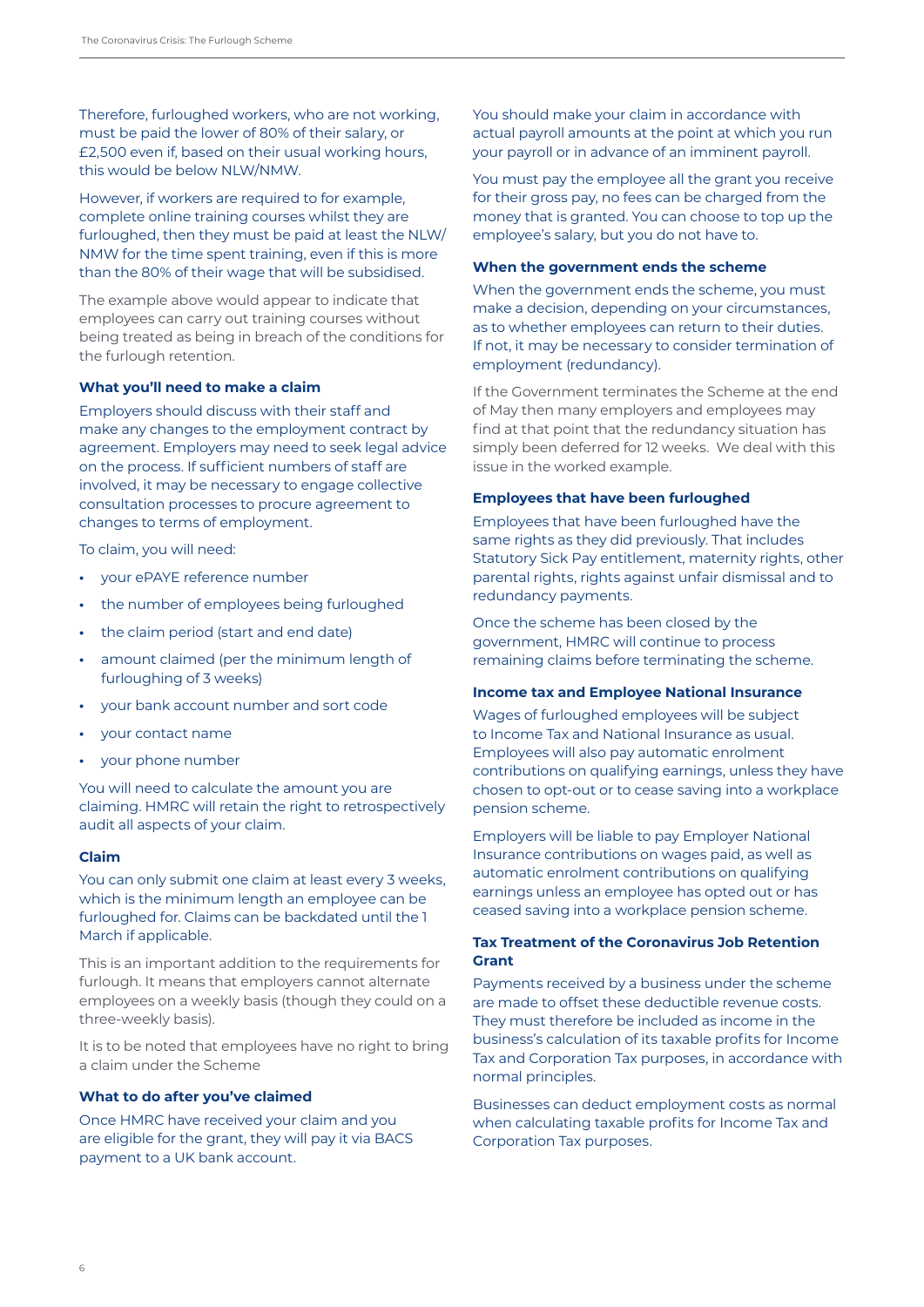Therefore, furloughed workers, who are not working, must be paid the lower of 80% of their salary, or £2,500 even if, based on their usual working hours, this would be below NLW/NMW.

However, if workers are required to for example, complete online training courses whilst they are furloughed, then they must be paid at least the NLW/NMW for the time spent training, even if this is more than the 80% of their wage that will be subsidised.

The example above would appear to indicate that employees can carry out training courses without being treated as being in breach of the conditions for the furlough retention.

**What you'll need to make a claim**

Employers should discuss with their staff and make any changes to the employment contract by agreement. Employers may need to seek legal advice on the process. If sufficient numbers of staff are involved, it may be necessary to engage collective consultation processes to procure agreement to changes to terms of employment.

To claim, you will need:

- your ePAYE reference number
- the number of employees being furloughed
- the claim period (start and end date)
- amount claimed (per the minimum length of furloughing of 3 weeks)
- your bank account number and sort code
- your contact name
- your phone number

You will need to calculate the amount you are claiming. HMRC will retain the right to retrospectively audit all aspects of your claim.

**Claim**

You can only submit one claim at least every 3 weeks, which is the minimum length an employee can be furloughed for. Claims can be backdated until the 1 March if applicable.

This is an important addition to the requirements for furlough. It means that employers cannot alternate employees on a weekly basis (though they could on a three-weekly basis).

It is to be noted that employees have no right to bring a claim under the Scheme

**What to do after you've claimed**

Once HMRC have received your claim and you are eligible for the grant, they will pay it via BACS payment to a UK bank account.

You should make your claim in accordance with actual payroll amounts at the point at which you run your payroll or in advance of an imminent payroll.

You must pay the employee all the grant you receive for their gross pay, no fees can be charged from the money that is granted. You can choose to top up the employee's salary, but you do not have to.

**When the government ends the scheme**

When the government ends the scheme, you must make a decision, depending on your circumstances, as to whether employees can return to their duties. If not, it may be necessary to consider termination of employment (redundancy).

If the Government terminates the Scheme at the end of May then many employers and employees may find at that point that the redundancy situation has simply been deferred for 12 weeks. We deal with this issue in the worked example.

**Employees that have been furloughed**

Employees that have been furloughed have the same rights as they did previously. That includes Statutory Sick Pay entitlement, maternity rights, other parental rights, rights against unfair dismissal and to redundancy payments.

Once the scheme has been closed by the government, HMRC will continue to process remaining claims before terminating the scheme.

**Income tax and Employee National Insurance**

Wages of furloughed employees will be subject to Income Tax and National Insurance as usual. Employees will also pay automatic enrolment contributions on qualifying earnings, unless they have chosen to opt-out or to cease saving into a workplace pension scheme.

Employers will be liable to pay Employer National Insurance contributions on wages paid, as well as automatic enrolment contributions on qualifying earnings unless an employee has opted out or has ceased saving into a workplace pension scheme.

**Tax Treatment of the Coronavirus Job Retention Grant**

Payments received by a business under the scheme are made to offset these deductible revenue costs. They must therefore be included as income in the business's calculation of its taxable profits for Income Tax and Corporation Tax purposes, in accordance with normal principles.

Businesses can deduct employment costs as normal when calculating taxable profits for Income Tax and Corporation Tax purposes.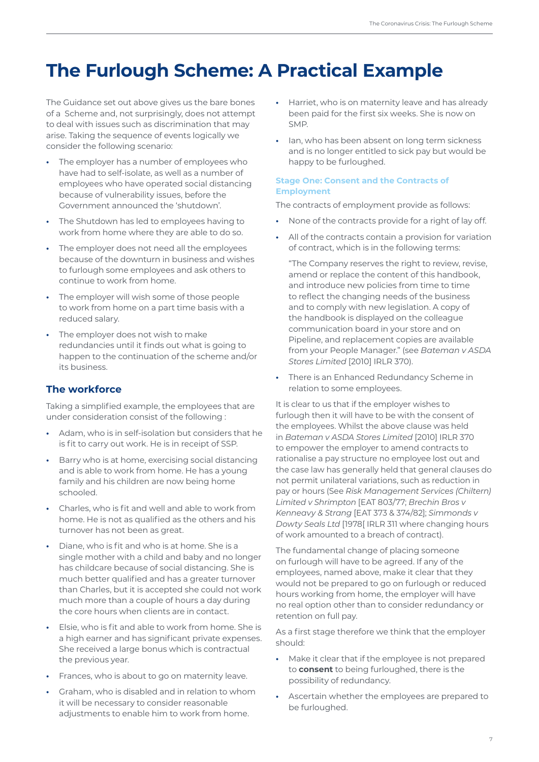# The Furlough Scheme: A Practical Example

The Guidance set out above gives us the bare bones of a Scheme and, not surprisingly, does not attempt to deal with issues such as discrimination that may arise. Taking the sequence of events logically we consider the following scenario:

- The employer has a number of employees who have had to self-isolate, as well as a number of employees who have operated social distancing because of vulnerability issues, before the Government announced the 'shutdown'.
- The Shutdown has led to employees having to work from home where they are able to do so.
- The employer does not need all the employees because of the downturn in business and wishes to furlough some employees and ask others to continue to work from home.
- The employer will wish some of those people to work from home on a part time basis with a reduced salary.
- The employer does not wish to make redundancies until it finds out what is going to happen to the continuation of the scheme and/or its business.

## The workforce

Taking a simplified example, the employees that are under consideration consist of the following :

- Adam, who is in self-isolation but considers that he is fit to carry out work. He is in receipt of SSP.
- Barry who is at home, exercising social distancing and is able to work from home. He has a young family and his children are now being home schooled.
- Charles, who is fit and well and able to work from home. He is not as qualified as the others and his turnover has not been as great.
- Diane, who is fit and who is at home. She is a single mother with a child and baby and no longer has childcare because of social distancing. She is much better qualified and has a greater turnover than Charles, but it is accepted she could not work much more than a couple of hours a day during the core hours when clients are in contact.
- Elsie, who is fit and able to work from home. She is a high earner and has significant private expenses. She received a large bonus which is contractual the previous year.
- Frances, who is about to go on maternity leave.
- Graham, who is disabled and in relation to whom it will be necessary to consider reasonable adjustments to enable him to work from home.
- Harriet, who is on maternity leave and has already been paid for the first six weeks. She is now on SMP.
- Ian, who has been absent on long term sickness and is no longer entitled to sick pay but would be happy to be furloughed.

### Stage One: Consent and the Contracts of Employment

The contracts of employment provide as follows:

- None of the contracts provide for a right of lay off.
- All of the contracts contain a provision for variation of contract, which is in the following terms:

  "The Company reserves the right to review, revise, amend or replace the content of this handbook, and introduce new policies from time to time to reflect the changing needs of the business and to comply with new legislation. A copy of the handbook is displayed on the colleague communication board in your store and on Pipeline, and replacement copies are available from your People Manager." (see *Bateman v ASDA Stores Limited* [2010] IRLR 370).
- There is an Enhanced Redundancy Scheme in relation to some employees.

It is clear to us that if the employer wishes to furlough then it will have to be with the consent of the employees. Whilst the above clause was held in *Bateman v ASDA Stores Limited* [2010] IRLR 370 to empower the employer to amend contracts to rationalise a pay structure no employee lost out and the case law has generally held that general clauses do not permit unilateral variations, such as reduction in pay or hours (See *Risk Management Services (Chiltern) Limited v Shrimpton* [EAT 803/77; *Brechin Bros v Kenneavy & Strang* [EAT 373 & 374/82]; *Simmonds v Dowty Seals Ltd* [1978[ IRLR 311 where changing hours of work amounted to a breach of contract).

The fundamental change of placing someone on furlough will have to be agreed. If any of the employees, named above, make it clear that they would not be prepared to go on furlough or reduced hours working from home, the employer will have no real option other than to consider redundancy or retention on full pay.

As a first stage therefore we think that the employer should:

- Make it clear that if the employee is not prepared to **consent** to being furloughed, there is the possibility of redundancy.
- Ascertain whether the employees are prepared to be furloughed.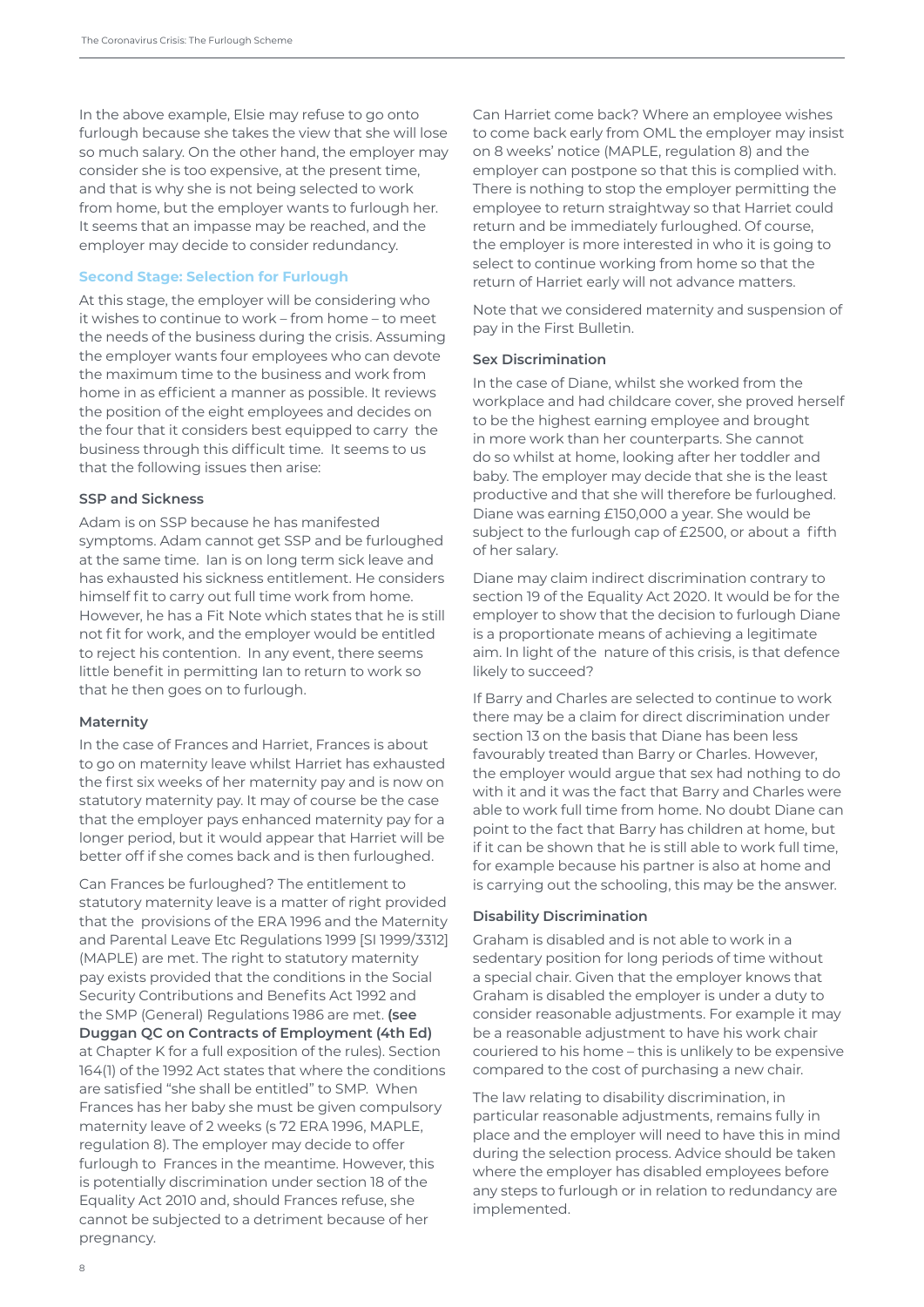In the above example, Elsie may refuse to go onto furlough because she takes the view that she will lose so much salary. On the other hand, the employer may consider she is too expensive, at the present time, and that is why she is not being selected to work from home, but the employer wants to furlough her. It seems that an impasse may be reached, and the employer may decide to consider redundancy.

### Second Stage: Selection for Furlough

At this stage, the employer will be considering who it wishes to continue to work – from home – to meet the needs of the business during the crisis. Assuming the employer wants four employees who can devote the maximum time to the business and work from home in as efficient a manner as possible. It reviews the position of the eight employees and decides on the four that it considers best equipped to carry the business through this difficult time. It seems to us that the following issues then arise:

#### SSP and Sickness

Adam is on SSP because he has manifested symptoms. Adam cannot get SSP and be furloughed at the same time. Ian is on long term sick leave and has exhausted his sickness entitlement. He considers himself fit to carry out full time work from home. However, he has a Fit Note which states that he is still not fit for work, and the employer would be entitled to reject his contention. In any event, there seems little benefit in permitting Ian to return to work so that he then goes on to furlough.

#### Maternity

In the case of Frances and Harriet, Frances is about to go on maternity leave whilst Harriet has exhausted the first six weeks of her maternity pay and is now on statutory maternity pay. It may of course be the case that the employer pays enhanced maternity pay for a longer period, but it would appear that Harriet will be better off if she comes back and is then furloughed.

Can Frances be furloughed? The entitlement to statutory maternity leave is a matter of right provided that the provisions of the ERA 1996 and the Maternity and Parental Leave Etc Regulations 1999 [SI 1999/3312] (MAPLE) are met. The right to statutory maternity pay exists provided that the conditions in the Social Security Contributions and Benefits Act 1992 and the SMP (General) Regulations 1986 are met. **(see Duggan QC on Contracts of Employment (4th Ed)** at Chapter K for a full exposition of the rules). Section 164(1) of the 1992 Act states that where the conditions are satisfied "she shall be entitled" to SMP. When Frances has her baby she must be given compulsory maternity leave of 2 weeks (s 72 ERA 1996, MAPLE, regulation 8). The employer may decide to offer furlough to Frances in the meantime. However, this is potentially discrimination under section 18 of the Equality Act 2010 and, should Frances refuse, she cannot be subjected to a detriment because of her pregnancy.

Can Harriet come back? Where an employee wishes to come back early from OML the employer may insist on 8 weeks' notice (MAPLE, regulation 8) and the employer can postpone so that this is complied with. There is nothing to stop the employer permitting the employee to return straightway so that Harriet could return and be immediately furloughed. Of course, the employer is more interested in who it is going to select to continue working from home so that the return of Harriet early will not advance matters.

Note that we considered maternity and suspension of pay in the First Bulletin.

#### Sex Discrimination

In the case of Diane, whilst she worked from the workplace and had childcare cover, she proved herself to be the highest earning employee and brought in more work than her counterparts. She cannot do so whilst at home, looking after her toddler and baby. The employer may decide that she is the least productive and that she will therefore be furloughed. Diane was earning £150,000 a year. She would be subject to the furlough cap of £2500, or about a fifth of her salary.

Diane may claim indirect discrimination contrary to section 19 of the Equality Act 2020. It would be for the employer to show that the decision to furlough Diane is a proportionate means of achieving a legitimate aim. In light of the nature of this crisis, is that defence likely to succeed?

If Barry and Charles are selected to continue to work there may be a claim for direct discrimination under section 13 on the basis that Diane has been less favourably treated than Barry or Charles. However, the employer would argue that sex had nothing to do with it and it was the fact that Barry and Charles were able to work full time from home. No doubt Diane can point to the fact that Barry has children at home, but if it can be shown that he is still able to work full time, for example because his partner is also at home and is carrying out the schooling, this may be the answer.

#### Disability Discrimination

Graham is disabled and is not able to work in a sedentary position for long periods of time without a special chair. Given that the employer knows that Graham is disabled the employer is under a duty to consider reasonable adjustments. For example it may be a reasonable adjustment to have his work chair couriered to his home – this is unlikely to be expensive compared to the cost of purchasing a new chair.

The law relating to disability discrimination, in particular reasonable adjustments, remains fully in place and the employer will need to have this in mind during the selection process. Advice should be taken where the employer has disabled employees before any steps to furlough or in relation to redundancy are implemented.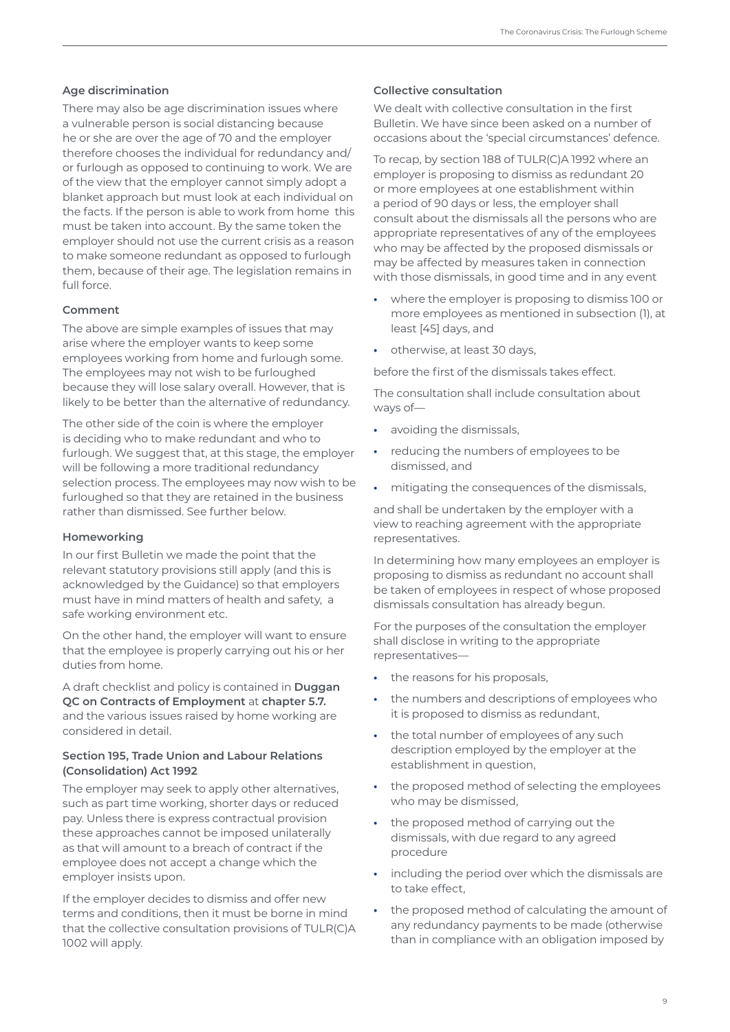#### Age discrimination

There may also be age discrimination issues where a vulnerable person is social distancing because he or she are over the age of 70 and the employer therefore chooses the individual for redundancy and/or furlough as opposed to continuing to work. We are of the view that the employer cannot simply adopt a blanket approach but must look at each individual on the facts. If the person is able to work from home this must be taken into account. By the same token the employer should not use the current crisis as a reason to make someone redundant as opposed to furlough them, because of their age. The legislation remains in full force.

#### Comment

The above are simple examples of issues that may arise where the employer wants to keep some employees working from home and furlough some. The employees may not wish to be furloughed because they will lose salary overall. However, that is likely to be better than the alternative of redundancy.

The other side of the coin is where the employer is deciding who to make redundant and who to furlough. We suggest that, at this stage, the employer will be following a more traditional redundancy selection process. The employees may now wish to be furloughed so that they are retained in the business rather than dismissed. See further below.

#### Homeworking

In our first Bulletin we made the point that the relevant statutory provisions still apply (and this is acknowledged by the Guidance) so that employers must have in mind matters of health and safety, a safe working environment etc.

On the other hand, the employer will want to ensure that the employee is properly carrying out his or her duties from home.

A draft checklist and policy is contained in **Duggan QC on Contracts of Employment** at **chapter 5.7.** and the various issues raised by home working are considered in detail.

#### Section 195, Trade Union and Labour Relations (Consolidation) Act 1992

The employer may seek to apply other alternatives, such as part time working, shorter days or reduced pay. Unless there is express contractual provision these approaches cannot be imposed unilaterally as that will amount to a breach of contract if the employee does not accept a change which the employer insists upon.

If the employer decides to dismiss and offer new terms and conditions, then it must be borne in mind that the collective consultation provisions of TULR(C)A 1002 will apply.

#### Collective consultation

We dealt with collective consultation in the first Bulletin. We have since been asked on a number of occasions about the 'special circumstances' defence.

To recap, by section 188 of TULR(C)A 1992 where an employer is proposing to dismiss as redundant 20 or more employees at one establishment within a period of 90 days or less, the employer shall consult about the dismissals all the persons who are appropriate representatives of any of the employees who may be affected by the proposed dismissals or may be affected by measures taken in connection with those dismissals, in good time and in any event

- where the employer is proposing to dismiss 100 or more employees as mentioned in subsection (1), at least [45] days, and
- otherwise, at least 30 days,

before the first of the dismissals takes effect.

The consultation shall include consultation about ways of—

- avoiding the dismissals,
- reducing the numbers of employees to be dismissed, and
- mitigating the consequences of the dismissals,

and shall be undertaken by the employer with a view to reaching agreement with the appropriate representatives.

In determining how many employees an employer is proposing to dismiss as redundant no account shall be taken of employees in respect of whose proposed dismissals consultation has already begun.

For the purposes of the consultation the employer shall disclose in writing to the appropriate representatives—

- the reasons for his proposals,
- the numbers and descriptions of employees who it is proposed to dismiss as redundant,
- the total number of employees of any such description employed by the employer at the establishment in question,
- the proposed method of selecting the employees who may be dismissed,
- the proposed method of carrying out the dismissals, with due regard to any agreed procedure
- including the period over which the dismissals are to take effect,
- the proposed method of calculating the amount of any redundancy payments to be made (otherwise than in compliance with an obligation imposed by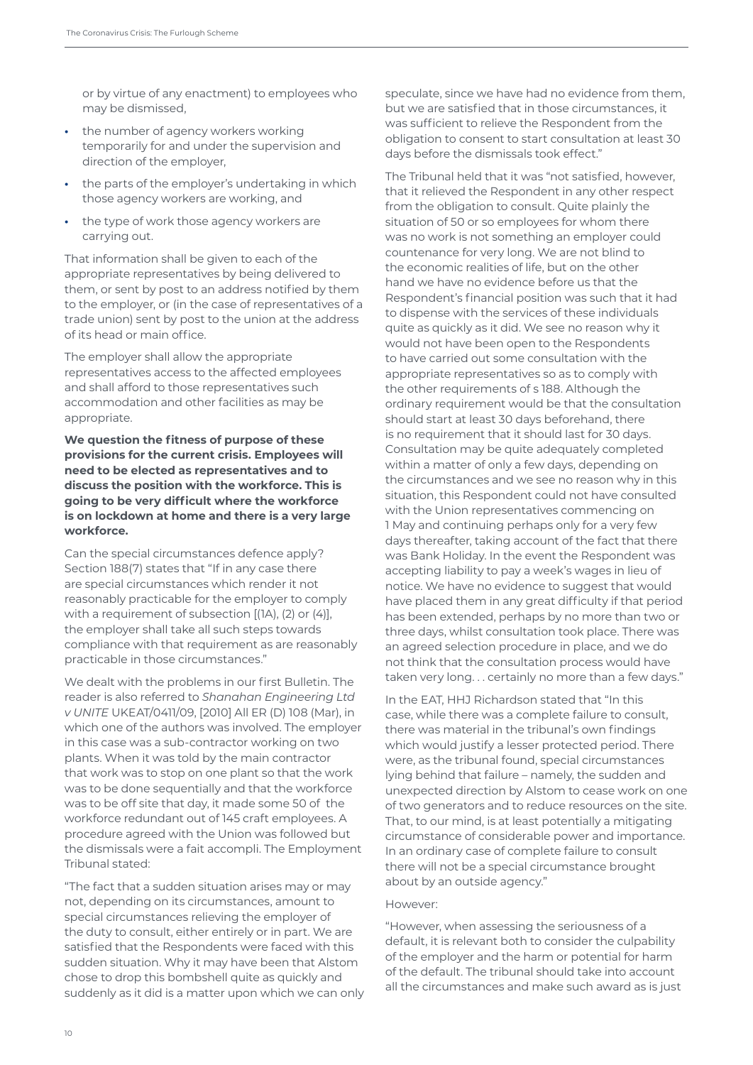or by virtue of any enactment) to employees who may be dismissed,

- the number of agency workers working temporarily for and under the supervision and direction of the employer,
- the parts of the employer's undertaking in which those agency workers are working, and
- the type of work those agency workers are carrying out.

That information shall be given to each of the appropriate representatives by being delivered to them, or sent by post to an address notified by them to the employer, or (in the case of representatives of a trade union) sent by post to the union at the address of its head or main office.

The employer shall allow the appropriate representatives access to the affected employees and shall afford to those representatives such accommodation and other facilities as may be appropriate.

**We question the fitness of purpose of these provisions for the current crisis. Employees will need to be elected as representatives and to discuss the position with the workforce. This is going to be very difficult where the workforce is on lockdown at home and there is a very large workforce.**

Can the special circumstances defence apply? Section 188(7) states that "If in any case there are special circumstances which render it not reasonably practicable for the employer to comply with a requirement of subsection [(1A), (2) or (4)], the employer shall take all such steps towards compliance with that requirement as are reasonably practicable in those circumstances."

We dealt with the problems in our first Bulletin. The reader is also referred to *Shanahan Engineering Ltd v UNITE* UKEAT/0411/09, [2010] All ER (D) 108 (Mar), in which one of the authors was involved. The employer in this case was a sub-contractor working on two plants. When it was told by the main contractor that work was to stop on one plant so that the work was to be done sequentially and that the workforce was to be off site that day, it made some 50 of the workforce redundant out of 145 craft employees. A procedure agreed with the Union was followed but the dismissals were a fait accompli. The Employment Tribunal stated:

"The fact that a sudden situation arises may or may not, depending on its circumstances, amount to special circumstances relieving the employer of the duty to consult, either entirely or in part. We are satisfied that the Respondents were faced with this sudden situation. Why it may have been that Alstom chose to drop this bombshell quite as quickly and suddenly as it did is a matter upon which we can only speculate, since we have had no evidence from them, but we are satisfied that in those circumstances, it was sufficient to relieve the Respondent from the obligation to consent to start consultation at least 30 days before the dismissals took effect."

The Tribunal held that it was "not satisfied, however, that it relieved the Respondent in any other respect from the obligation to consult. Quite plainly the situation of 50 or so employees for whom there was no work is not something an employer could countenance for very long. We are not blind to the economic realities of life, but on the other hand we have no evidence before us that the Respondent's financial position was such that it had to dispense with the services of these individuals quite as quickly as it did. We see no reason why it would not have been open to the Respondents to have carried out some consultation with the appropriate representatives so as to comply with the other requirements of s 188. Although the ordinary requirement would be that the consultation should start at least 30 days beforehand, there is no requirement that it should last for 30 days. Consultation may be quite adequately completed within a matter of only a few days, depending on the circumstances and we see no reason why in this situation, this Respondent could not have consulted with the Union representatives commencing on 1 May and continuing perhaps only for a very few days thereafter, taking account of the fact that there was Bank Holiday. In the event the Respondent was accepting liability to pay a week's wages in lieu of notice. We have no evidence to suggest that would have placed them in any great difficulty if that period has been extended, perhaps by no more than two or three days, whilst consultation took place. There was an agreed selection procedure in place, and we do not think that the consultation process would have taken very long. . . certainly no more than a few days."

In the EAT, HHJ Richardson stated that "In this case, while there was a complete failure to consult, there was material in the tribunal's own findings which would justify a lesser protected period. There were, as the tribunal found, special circumstances lying behind that failure – namely, the sudden and unexpected direction by Alstom to cease work on one of two generators and to reduce resources on the site. That, to our mind, is at least potentially a mitigating circumstance of considerable power and importance. In an ordinary case of complete failure to consult there will not be a special circumstance brought about by an outside agency."

However:

"However, when assessing the seriousness of a default, it is relevant both to consider the culpability of the employer and the harm or potential for harm of the default. The tribunal should take into account all the circumstances and make such award as is just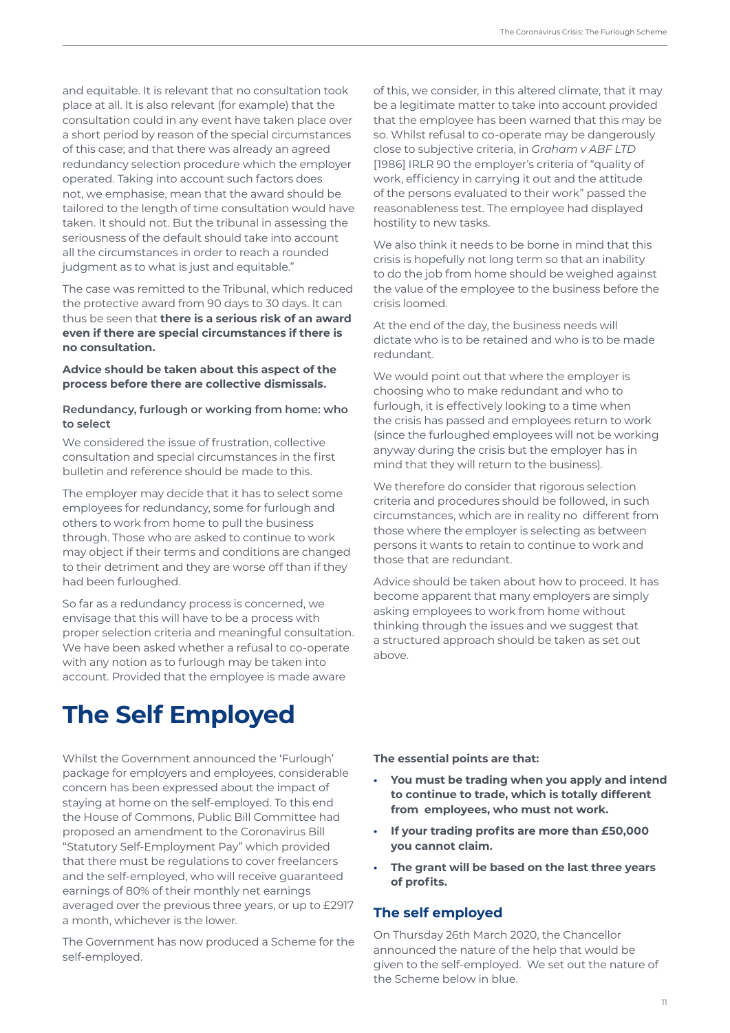and equitable. It is relevant that no consultation took place at all. It is also relevant (for example) that the consultation could in any event have taken place over a short period by reason of the special circumstances of this case; and that there was already an agreed redundancy selection procedure which the employer operated. Taking into account such factors does not, we emphasise, mean that the award should be tailored to the length of time consultation would have taken. It should not. But the tribunal in assessing the seriousness of the default should take into account all the circumstances in order to reach a rounded judgment as to what is just and equitable."

The case was remitted to the Tribunal, which reduced the protective award from 90 days to 30 days. It can thus be seen that **there is a serious risk of an award even if there are special circumstances if there is no consultation.**

**Advice should be taken about this aspect of the process before there are collective dismissals.**

#### Redundancy, furlough or working from home: who to select

We considered the issue of frustration, collective consultation and special circumstances in the first bulletin and reference should be made to this.

The employer may decide that it has to select some employees for redundancy, some for furlough and others to work from home to pull the business through. Those who are asked to continue to work may object if their terms and conditions are changed to their detriment and they are worse off than if they had been furloughed.

So far as a redundancy process is concerned, we envisage that this will have to be a process with proper selection criteria and meaningful consultation. We have been asked whether a refusal to co-operate with any notion as to furlough may be taken into account. Provided that the employee is made aware of this, we consider, in this altered climate, that it may be a legitimate matter to take into account provided that the employee has been warned that this may be so. Whilst refusal to co-operate may be dangerously close to subjective criteria, in *Graham v ABF LTD* [1986] IRLR 90 the employer's criteria of "quality of work, efficiency in carrying it out and the attitude of the persons evaluated to their work" passed the reasonableness test. The employee had displayed hostility to new tasks.

We also think it needs to be borne in mind that this crisis is hopefully not long term so that an inability to do the job from home should be weighed against the value of the employee to the business before the crisis loomed.

At the end of the day, the business needs will dictate who is to be retained and who is to be made redundant.

We would point out that where the employer is choosing who to make redundant and who to furlough, it is effectively looking to a time when the crisis has passed and employees return to work (since the furloughed employees will not be working anyway during the crisis but the employer has in mind that they will return to the business).

We therefore do consider that rigorous selection criteria and procedures should be followed, in such circumstances, which are in reality no different from those where the employer is selecting as between persons it wants to retain to continue to work and those that are redundant.

Advice should be taken about how to proceed. It has become apparent that many employers are simply asking employees to work from home without thinking through the issues and we suggest that a structured approach should be taken as set out above.

# The Self Employed

Whilst the Government announced the 'Furlough' package for employers and employees, considerable concern has been expressed about the impact of staying at home on the self-employed. To this end the House of Commons, Public Bill Committee had proposed an amendment to the Coronavirus Bill "Statutory Self-Employment Pay" which provided that there must be regulations to cover freelancers and the self-employed, who will receive guaranteed earnings of 80% of their monthly net earnings averaged over the previous three years, or up to £2917 a month, whichever is the lower.

The Government has now produced a Scheme for the self-employed.

**The essential points are that:**

- **You must be trading when you apply and intend to continue to trade, which is totally different from employees, who must not work.**
- **If your trading profits are more than £50,000 you cannot claim.**
- **The grant will be based on the last three years of profits.**

### The self employed

On Thursday 26th March 2020, the Chancellor announced the nature of the help that would be given to the self-employed. We set out the nature of the Scheme below in blue.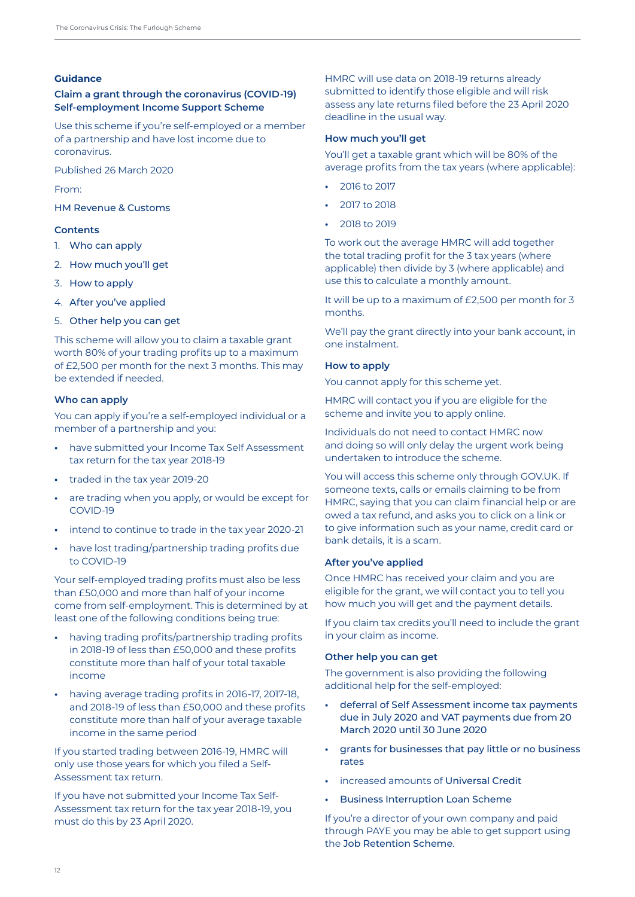**Guidance**

### Claim a grant through the coronavirus (COVID-19) Self-employment Income Support Scheme

Use this scheme if you're self-employed or a member of a partnership and have lost income due to coronavirus.

Published 26 March 2020

From:

HM Revenue & Customs

#### Contents

1. Who can apply
2. How much you'll get
3. How to apply
4. After you've applied
5. Other help you can get

This scheme will allow you to claim a taxable grant worth 80% of your trading profits up to a maximum of £2,500 per month for the next 3 months. This may be extended if needed.

#### Who can apply

You can apply if you're a self-employed individual or a member of a partnership and you:

- have submitted your Income Tax Self Assessment tax return for the tax year 2018-19
- traded in the tax year 2019-20
- are trading when you apply, or would be except for COVID-19
- intend to continue to trade in the tax year 2020-21
- have lost trading/partnership trading profits due to COVID-19

Your self-employed trading profits must also be less than £50,000 and more than half of your income come from self-employment. This is determined by at least one of the following conditions being true:

- having trading profits/partnership trading profits in 2018-19 of less than £50,000 and these profits constitute more than half of your total taxable income
- having average trading profits in 2016-17, 2017-18, and 2018-19 of less than £50,000 and these profits constitute more than half of your average taxable income in the same period

If you started trading between 2016-19, HMRC will only use those years for which you filed a Self-Assessment tax return.

If you have not submitted your Income Tax Self-Assessment tax return for the tax year 2018-19, you must do this by 23 April 2020.

HMRC will use data on 2018-19 returns already submitted to identify those eligible and will risk assess any late returns filed before the 23 April 2020 deadline in the usual way.

#### How much you'll get

You'll get a taxable grant which will be 80% of the average profits from the tax years (where applicable):

- 2016 to 2017
- 2017 to 2018
- 2018 to 2019

To work out the average HMRC will add together the total trading profit for the 3 tax years (where applicable) then divide by 3 (where applicable) and use this to calculate a monthly amount.

It will be up to a maximum of £2,500 per month for 3 months.

We'll pay the grant directly into your bank account, in one instalment.

#### How to apply

You cannot apply for this scheme yet.

HMRC will contact you if you are eligible for the scheme and invite you to apply online.

Individuals do not need to contact HMRC now and doing so will only delay the urgent work being undertaken to introduce the scheme.

You will access this scheme only through GOV.UK. If someone texts, calls or emails claiming to be from HMRC, saying that you can claim financial help or are owed a tax refund, and asks you to click on a link or to give information such as your name, credit card or bank details, it is a scam.

#### After you've applied

Once HMRC has received your claim and you are eligible for the grant, we will contact you to tell you how much you will get and the payment details.

If you claim tax credits you'll need to include the grant in your claim as income.

#### Other help you can get

The government is also providing the following additional help for the self-employed:

- deferral of Self Assessment income tax payments due in July 2020 and VAT payments due from 20 March 2020 until 30 June 2020
- grants for businesses that pay little or no business rates
- increased amounts of Universal Credit
- Business Interruption Loan Scheme

If you're a director of your own company and paid through PAYE you may be able to get support using the Job Retention Scheme.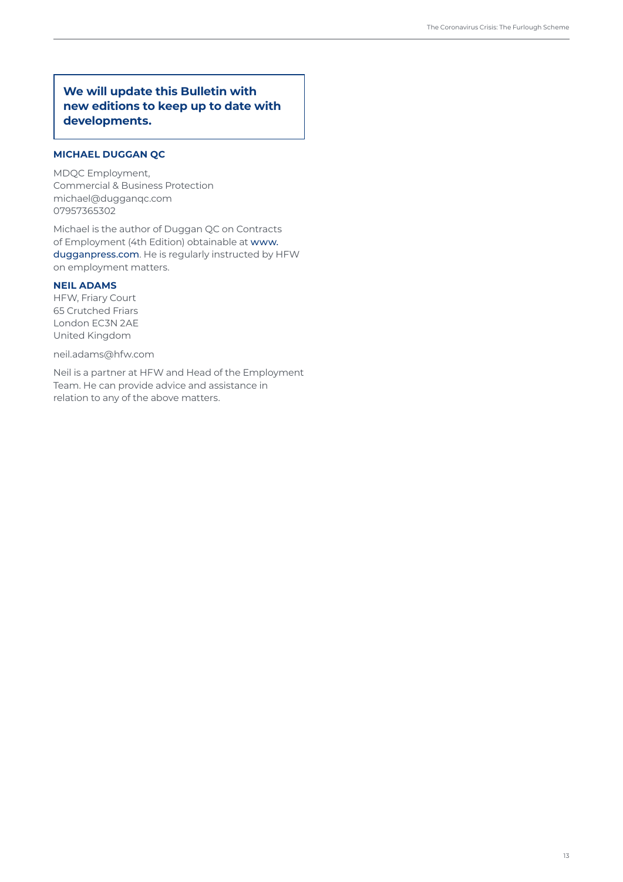**We will update this Bulletin with new editions to keep up to date with developments.**

**MICHAEL DUGGAN QC**

MDQC Employment,
Commercial & Business Protection
michael@dugganqc.com
07957365302

Michael is the author of Duggan QC on Contracts of Employment (4th Edition) obtainable at www.dugganpress.com. He is regularly instructed by HFW on employment matters.

**NEIL ADAMS**
HFW, Friary Court
65 Crutched Friars
London EC3N 2AE
United Kingdom

neil.adams@hfw.com

Neil is a partner at HFW and Head of the Employment Team. He can provide advice and assistance in relation to any of the above matters.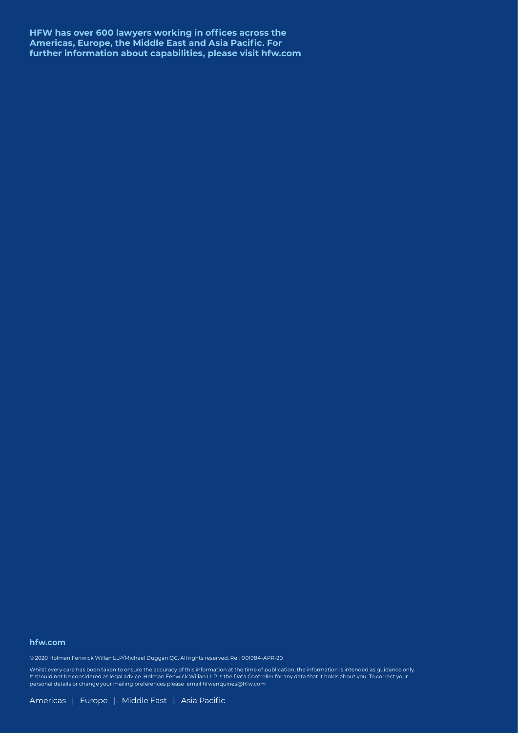**HFW has over 600 lawyers working in offices across the Americas, Europe, the Middle East and Asia Pacific. For further information about capabilities, please visit hfw.com**

**hfw.com**

© 2020 Holman Fenwick Willan LLP/Michael Duggan QC. All rights reserved. Ref: 001984-APR-20

Whilst every care has been taken to ensure the accuracy of this information at the time of publication, the information is intended as guidance only. It should not be considered as legal advice. Holman Fenwick Willan LLP is the Data Controller for any data that it holds about you. To correct your personal details or change your mailing preferences please email hfwenquiries@hfw.com

Americas | Europe | Middle East | Asia Pacific